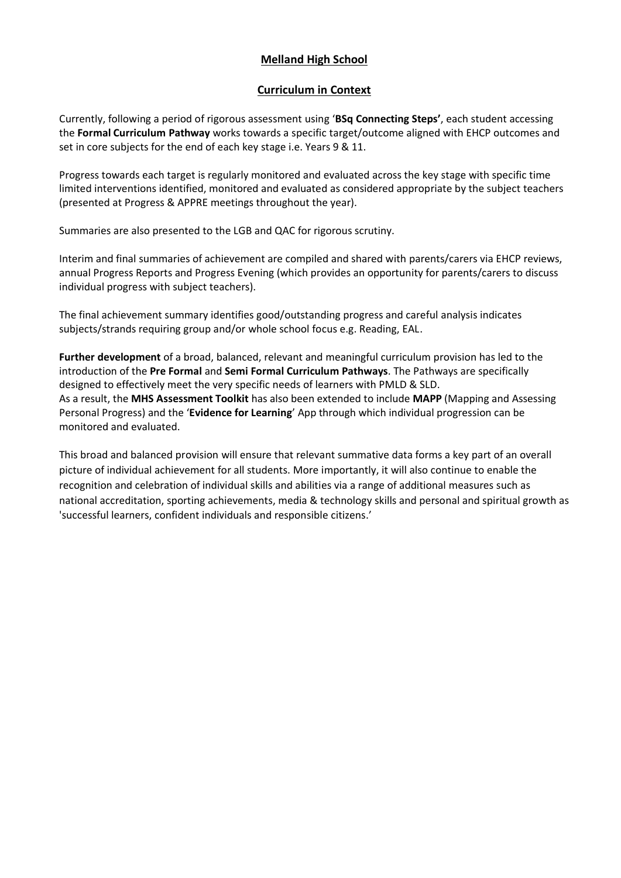# Melland High School

## Curriculum in Context

Currently, following a period of rigorous assessment using '**BSq Connecting Steps'**, each student accessing the **Formal Curriculum Pathway** works towards a specific target/outcome aligned with EHCP outcomes and set in core subjects for the end of each key stage i.e. Years 9 & 11.

Progress towards each target is regularly monitored and evaluated across the key stage with specific time limited interventions identified, monitored and evaluated as considered appropriate by the subject teachers (presented at Progress & APPRE meetings throughout the year).

Summaries are also presented to the LGB and QAC for rigorous scrutiny.

Interim and final summaries of achievement are compiled and shared with parents/carers via EHCP reviews, annual Progress Reports and Progress Evening (which provides an opportunity for parents/carers to discuss individual progress with subject teachers).

The final achievement summary identifies good/outstanding progress and careful analysis indicates subjects/strands requiring group and/or whole school focus e.g. Reading, EAL.

**Further development** of a broad, balanced, relevant and meaningful curriculum provision has led to the introduction of the **Pre Formal** and **Semi Formal Curriculum Pathways**. The Pathways are specifically designed to effectively meet the very specific needs of learners with PMLD & SLD.
As a result, the **MHS Assessment Toolkit** has also been extended to include **MAPP** (Mapping and Assessing Personal Progress) and the '**Evidence for Learning**' App through which individual progression can be monitored and evaluated.

This broad and balanced provision will ensure that relevant summative data forms a key part of an overall picture of individual achievement for all students. More importantly, it will also continue to enable the recognition and celebration of individual skills and abilities via a range of additional measures such as national accreditation, sporting achievements, media & technology skills and personal and spiritual growth as 'successful learners, confident individuals and responsible citizens.'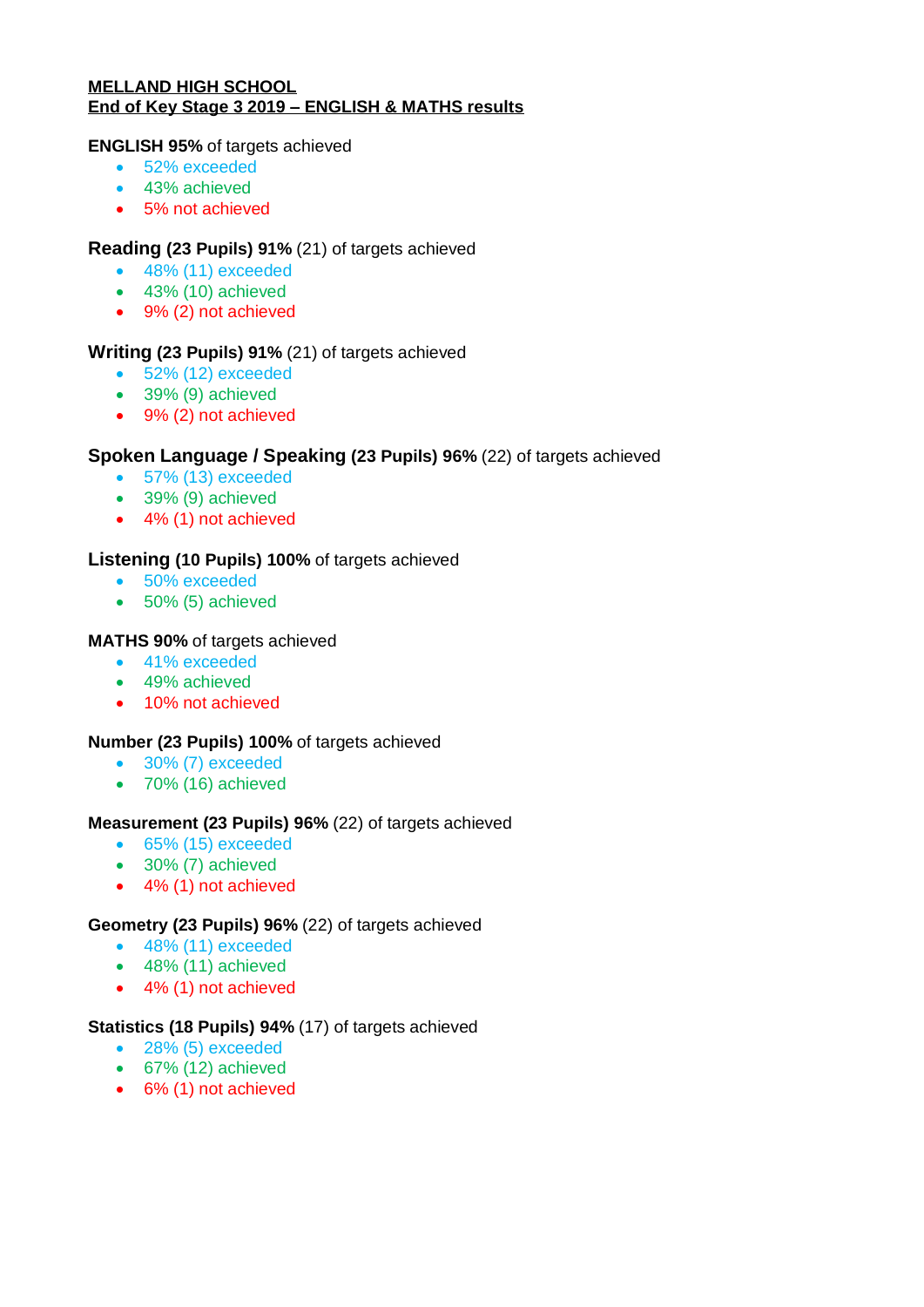**MELLAND HIGH SCHOOL**
**End of Key Stage 3 2019 – ENGLISH & MATHS results**

**ENGLISH 95%** of targets achieved

- 52% exceeded
- 43% achieved
- 5% not achieved

**Reading (23 Pupils) 91%** (21) of targets achieved

- 48% (11) exceeded
- 43% (10) achieved
- 9% (2) not achieved

**Writing (23 Pupils) 91%** (21) of targets achieved

- 52% (12) exceeded
- 39% (9) achieved
- 9% (2) not achieved

**Spoken Language / Speaking (23 Pupils) 96%** (22) of targets achieved

- 57% (13) exceeded
- 39% (9) achieved
- 4% (1) not achieved

**Listening (10 Pupils) 100%** of targets achieved

- 50% exceeded
- 50% (5) achieved

**MATHS 90%** of targets achieved

- 41% exceeded
- 49% achieved
- 10% not achieved

**Number (23 Pupils) 100%** of targets achieved

- 30% (7) exceeded
- 70% (16) achieved

**Measurement (23 Pupils) 96%** (22) of targets achieved

- 65% (15) exceeded
- 30% (7) achieved
- 4% (1) not achieved

**Geometry (23 Pupils) 96%** (22) of targets achieved

- 48% (11) exceeded
- 48% (11) achieved
- 4% (1) not achieved

**Statistics (18 Pupils) 94%** (17) of targets achieved

- 28% (5) exceeded
- 67% (12) achieved
- 6% (1) not achieved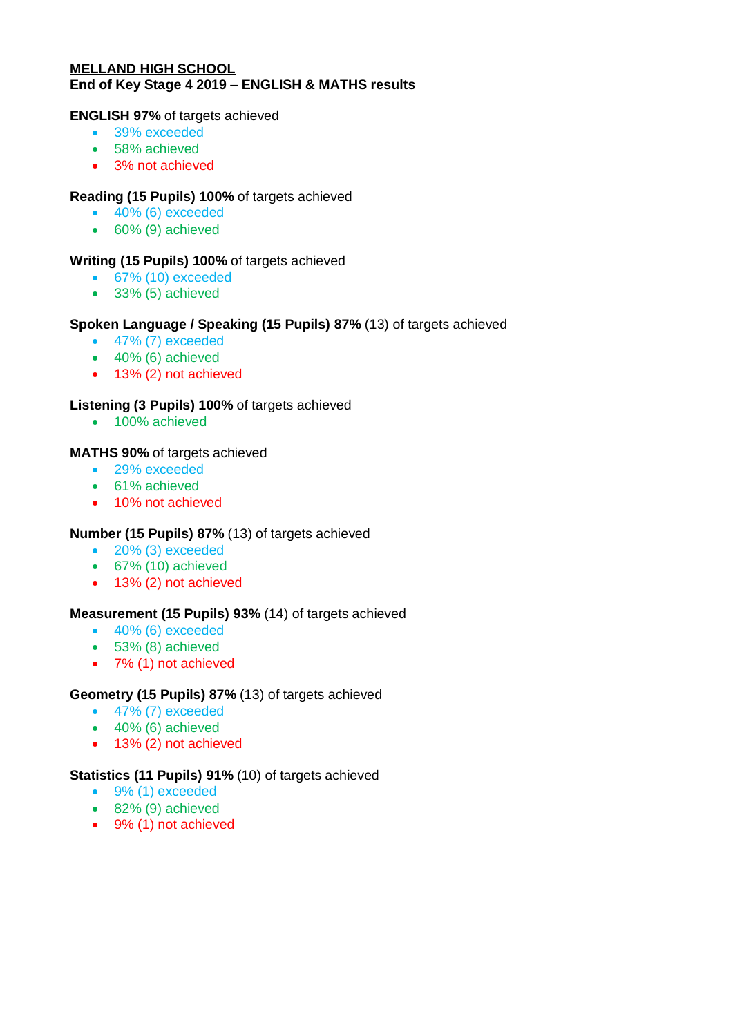**MELLAND HIGH SCHOOL**
**End of Key Stage 4 2019 – ENGLISH & MATHS results**

**ENGLISH 97%** of targets achieved

- 39% exceeded
- 58% achieved
- 3% not achieved

**Reading (15 Pupils) 100%** of targets achieved

- 40% (6) exceeded
- 60% (9) achieved

**Writing (15 Pupils) 100%** of targets achieved

- 67% (10) exceeded
- 33% (5) achieved

**Spoken Language / Speaking (15 Pupils) 87%** (13) of targets achieved

- 47% (7) exceeded
- 40% (6) achieved
- 13% (2) not achieved

**Listening (3 Pupils) 100%** of targets achieved

- 100% achieved

**MATHS 90%** of targets achieved

- 29% exceeded
- 61% achieved
- 10% not achieved

**Number (15 Pupils) 87%** (13) of targets achieved

- 20% (3) exceeded
- 67% (10) achieved
- 13% (2) not achieved

**Measurement (15 Pupils) 93%** (14) of targets achieved

- 40% (6) exceeded
- 53% (8) achieved
- 7% (1) not achieved

**Geometry (15 Pupils) 87%** (13) of targets achieved

- 47% (7) exceeded
- 40% (6) achieved
- 13% (2) not achieved

**Statistics (11 Pupils) 91%** (10) of targets achieved

- 9% (1) exceeded
- 82% (9) achieved
- 9% (1) not achieved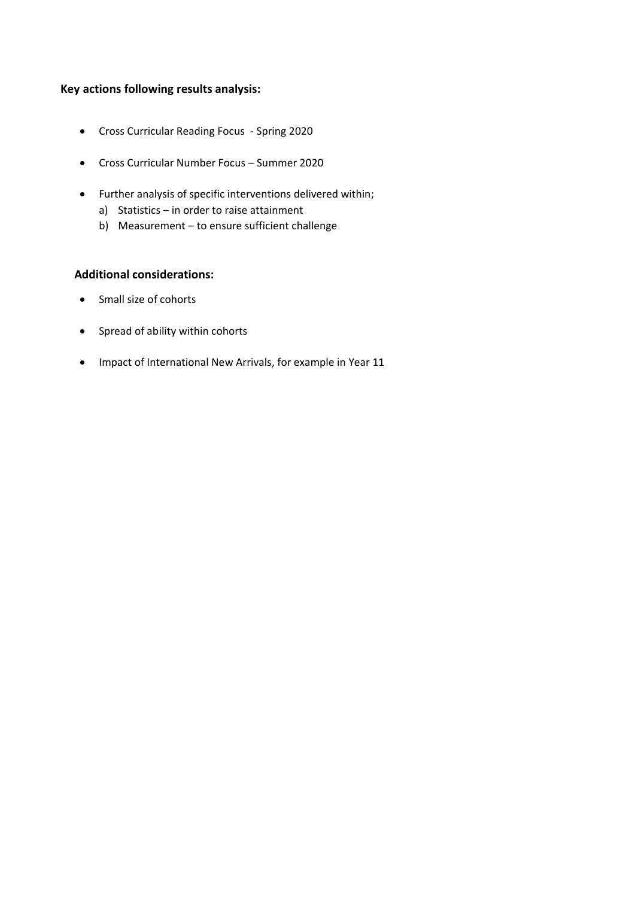**Key actions following results analysis:**

- Cross Curricular Reading Focus - Spring 2020
- Cross Curricular Number Focus – Summer 2020
- Further analysis of specific interventions delivered within;
  a) Statistics – in order to raise attainment
  b) Measurement – to ensure sufficient challenge

**Additional considerations:**

- Small size of cohorts
- Spread of ability within cohorts
- Impact of International New Arrivals, for example in Year 11